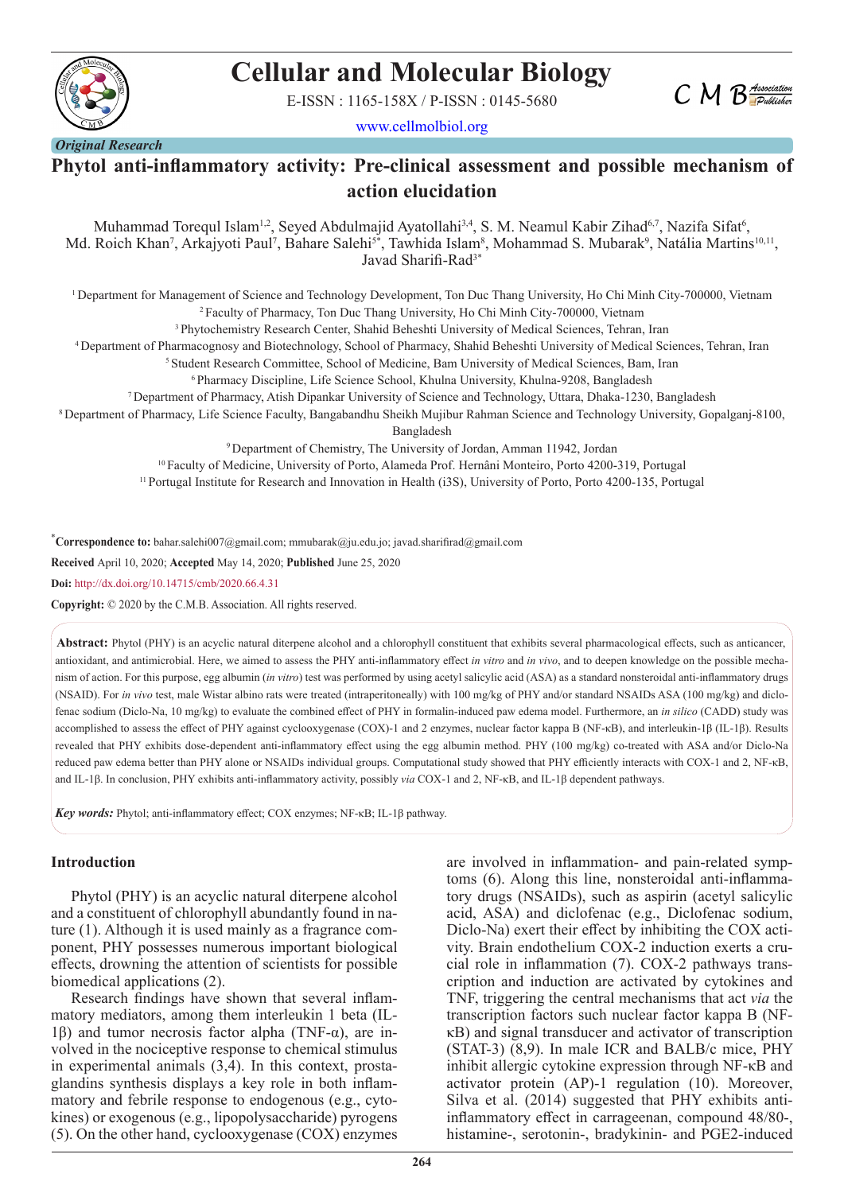*Original Research*

# Phytol anti-inflammatory activity: Pre-clinical assessment and possible mechanism of action elucidation

Muhammad Torequl Islam[1,2], Seyed Abdulmajid Ayatollahi[3,4], S. M. Neamul Kabir Zihad[6,7], Nazifa Sifat[6], Md. Roich Khan[7], Arkajyoti Paul[7], Bahare Salehi[5*], Tawhida Islam[8], Mohammad S. Mubarak[9], Natália Martins[10,11], Javad Sharifi-Rad[3*]

[1] Department for Management of Science and Technology Development, Ton Duc Thang University, Ho Chi Minh City-700000, Vietnam
[2] Faculty of Pharmacy, Ton Duc Thang University, Ho Chi Minh City-700000, Vietnam
[3] Phytochemistry Research Center, Shahid Beheshti University of Medical Sciences, Tehran, Iran
[4] Department of Pharmacognosy and Biotechnology, School of Pharmacy, Shahid Beheshti University of Medical Sciences, Tehran, Iran
[5] Student Research Committee, School of Medicine, Bam University of Medical Sciences, Bam, Iran
[6] Pharmacy Discipline, Life Science School, Khulna University, Khulna-9208, Bangladesh
[7] Department of Pharmacy, Atish Dipankar University of Science and Technology, Uttara, Dhaka-1230, Bangladesh
[8] Department of Pharmacy, Life Science Faculty, Bangabandhu Sheikh Mujibur Rahman Science and Technology University, Gopalganj-8100, Bangladesh
[9] Department of Chemistry, The University of Jordan, Amman 11942, Jordan
[10] Faculty of Medicine, University of Porto, Alameda Prof. Hernâni Monteiro, Porto 4200-319, Portugal
[11] Portugal Institute for Research and Innovation in Health (i3S), University of Porto, Porto 4200-135, Portugal

[*]**Correspondence to:** bahar.salehi007@gmail.com; mmubarak@ju.edu.jo; javad.sharifirad@gmail.com

**Received** April 10, 2020; **Accepted** May 14, 2020; **Published** June 25, 2020

**Doi:** http://dx.doi.org/10.14715/cmb/2020.66.4.31

**Copyright:** © 2020 by the C.M.B. Association. All rights reserved.

**Abstract:** Phytol (PHY) is an acyclic natural diterpene alcohol and a chlorophyll constituent that exhibits several pharmacological effects, such as anticancer, antioxidant, and antimicrobial. Here, we aimed to assess the PHY anti-inflammatory effect *in vitro* and *in vivo*, and to deepen knowledge on the possible mechanism of action. For this purpose, egg albumin (*in vitro*) test was performed by using acetyl salicylic acid (ASA) as a standard nonsteroidal anti-inflammatory drugs (NSAID). For *in vivo* test, male Wistar albino rats were treated (intraperitoneally) with 100 mg/kg of PHY and/or standard NSAIDs ASA (100 mg/kg) and diclofenac sodium (Diclo-Na, 10 mg/kg) to evaluate the combined effect of PHY in formalin-induced paw edema model. Furthermore, an *in silico* (CADD) study was accomplished to assess the effect of PHY against cyclooxygenase (COX)-1 and 2 enzymes, nuclear factor kappa B (NF-κB), and interleukin-1β (IL-1β). Results revealed that PHY exhibits dose-dependent anti-inflammatory effect using the egg albumin method. PHY (100 mg/kg) co-treated with ASA and/or Diclo-Na reduced paw edema better than PHY alone or NSAIDs individual groups. Computational study showed that PHY efficiently interacts with COX-1 and 2, NF-κB, and IL-1β. In conclusion, PHY exhibits anti-inflammatory activity, possibly *via* COX-1 and 2, NF-κB, and IL-1β dependent pathways.

***Key words:*** Phytol; anti-inflammatory effect; COX enzymes; NF-κB; IL-1β pathway.

## Introduction

Phytol (PHY) is an acyclic natural diterpene alcohol and a constituent of chlorophyll abundantly found in nature (1). Although it is used mainly as a fragrance component, PHY possesses numerous important biological effects, drowning the attention of scientists for possible biomedical applications (2).

Research findings have shown that several inflammatory mediators, among them interleukin 1 beta (IL-1β) and tumor necrosis factor alpha (TNF-α), are involved in the nociceptive response to chemical stimulus in experimental animals (3,4). In this context, prostaglandins synthesis displays a key role in both inflammatory and febrile response to endogenous (e.g., cytokines) or exogenous (e.g., lipopolysaccharide) pyrogens (5). On the other hand, cyclooxygenase (COX) enzymes are involved in inflammation- and pain-related symptoms (6). Along this line, nonsteroidal anti-inflammatory drugs (NSAIDs), such as aspirin (acetyl salicylic acid, ASA) and diclofenac (e.g., Diclofenac sodium, Diclo-Na) exert their effect by inhibiting the COX activity. Brain endothelium COX-2 induction exerts a crucial role in inflammation (7). COX-2 pathways transcription and induction are activated by cytokines and TNF, triggering the central mechanisms that act *via* the transcription factors such nuclear factor kappa B (NF-κB) and signal transducer and activator of transcription (STAT-3) (8,9). In male ICR and BALB/c mice, PHY inhibit allergic cytokine expression through NF-κB and activator protein (AP)-1 regulation (10). Moreover, Silva et al. (2014) suggested that PHY exhibits anti-inflammatory effect in carrageenan, compound 48/80-, histamine-, serotonin-, bradykinin- and PGE2-induced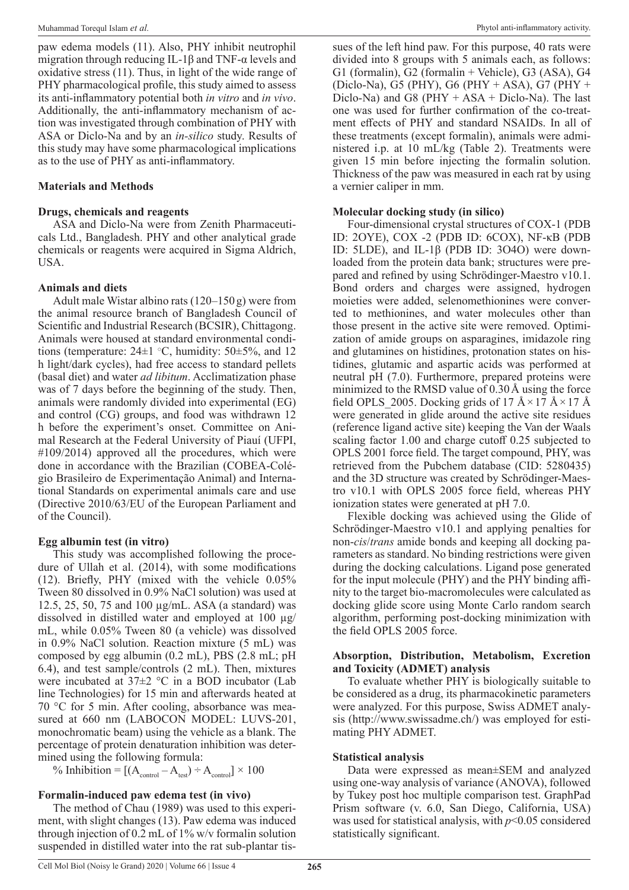paw edema models (11). Also, PHY inhibit neutrophil migration through reducing IL-1β and TNF-α levels and oxidative stress (11). Thus, in light of the wide range of PHY pharmacological profile, this study aimed to assess its anti-inflammatory potential both *in vitro* and *in vivo*. Additionally, the anti-inflammatory mechanism of action was investigated through combination of PHY with ASA or Diclo-Na and by an *in-silico* study. Results of this study may have some pharmacological implications as to the use of PHY as anti-inflammatory.

## Materials and Methods

### Drugs, chemicals and reagents

ASA and Diclo-Na were from Zenith Pharmaceuticals Ltd., Bangladesh. PHY and other analytical grade chemicals or reagents were acquired in Sigma Aldrich, USA.

### Animals and diets

Adult male Wistar albino rats (120–150 g) were from the animal resource branch of Bangladesh Council of Scientific and Industrial Research (BCSIR), Chittagong. Animals were housed at standard environmental conditions (temperature: 24±1 °C, humidity: 50±5%, and 12 h light/dark cycles), had free access to standard pellets (basal diet) and water *ad libitum*. Acclimatization phase was of 7 days before the beginning of the study. Then, animals were randomly divided into experimental (EG) and control (CG) groups, and food was withdrawn 12 h before the experiment's onset. Committee on Animal Research at the Federal University of Piauí (UFPI, #109/2014) approved all the procedures, which were done in accordance with the Brazilian (COBEA-Colégio Brasileiro de Experimentação Animal) and International Standards on experimental animals care and use (Directive 2010/63/EU of the European Parliament and of the Council).

### Egg albumin test (in vitro)

This study was accomplished following the procedure of Ullah et al. (2014), with some modifications (12). Briefly, PHY (mixed with the vehicle 0.05% Tween 80 dissolved in 0.9% NaCl solution) was used at 12.5, 25, 50, 75 and 100 µg/mL. ASA (a standard) was dissolved in distilled water and employed at 100 µg/mL, while 0.05% Tween 80 (a vehicle) was dissolved in 0.9% NaCl solution. Reaction mixture (5 mL) was composed by egg albumin (0.2 mL), PBS (2.8 mL; pH 6.4), and test sample/controls (2 mL). Then, mixtures were incubated at 37±2 °C in a BOD incubator (Lab line Technologies) for 15 min and afterwards heated at 70 °C for 5 min. After cooling, absorbance was measured at 660 nm (LABOCON MODEL: LUVS-201, monochromatic beam) using the vehicle as a blank. The percentage of protein denaturation inhibition was determined using the following formula:

$$\% \text{ Inhibition} = [(A_{control} - A_{test}) \div A_{control}] \times 100$$

### Formalin-induced paw edema test (in vivo)

The method of Chau (1989) was used to this experiment, with slight changes (13). Paw edema was induced through injection of 0.2 mL of 1% w/v formalin solution suspended in distilled water into the rat sub-plantar tissues of the left hind paw. For this purpose, 40 rats were divided into 8 groups with 5 animals each, as follows: G1 (formalin), G2 (formalin + Vehicle), G3 (ASA), G4 (Diclo-Na), G5 (PHY), G6 (PHY + ASA), G7 (PHY + Diclo-Na) and G8 (PHY + ASA + Diclo-Na). The last one was used for further confirmation of the co-treatment effects of PHY and standard NSAIDs. In all of these treatments (except formalin), animals were administered i.p. at 10 mL/kg (Table 2). Treatments were given 15 min before injecting the formalin solution. Thickness of the paw was measured in each rat by using a vernier caliper in mm.

### Molecular docking study (in silico)

Four-dimensional crystal structures of COX-1 (PDB ID: 2OYE), COX -2 (PDB ID: 6COX), NF-κB (PDB ID: 5LDE), and IL-1β (PDB ID: 3O4O) were downloaded from the protein data bank; structures were prepared and refined by using Schrödinger-Maestro v10.1. Bond orders and charges were assigned, hydrogen moieties were added, selenomethionines were converted to methionines, and water molecules other than those present in the active site were removed. Optimization of amide groups on asparagines, imidazole ring and glutamines on histidines, protonation states on histidines, glutamic and aspartic acids was performed at neutral pH (7.0). Furthermore, prepared proteins were minimized to the RMSD value of 0.30 Å using the force field OPLS_2005. Docking grids of 17 Å × 17 Å × 17 Å were generated in glide around the active site residues (reference ligand active site) keeping the Van der Waals scaling factor 1.00 and charge cutoff 0.25 subjected to OPLS 2001 force field. The target compound, PHY, was retrieved from the Pubchem database (CID: 5280435) and the 3D structure was created by Schrödinger-Maestro v10.1 with OPLS 2005 force field, whereas PHY ionization states were generated at pH 7.0.

Flexible docking was achieved using the Glide of Schrödinger-Maestro v10.1 and applying penalties for non-*cis*/*trans* amide bonds and keeping all docking parameters as standard. No binding restrictions were given during the docking calculations. Ligand pose generated for the input molecule (PHY) and the PHY binding affinity to the target bio-macromolecules were calculated as docking glide score using Monte Carlo random search algorithm, performing post-docking minimization with the field OPLS 2005 force.

### Absorption, Distribution, Metabolism, Excretion and Toxicity (ADMET) analysis

To evaluate whether PHY is biologically suitable to be considered as a drug, its pharmacokinetic parameters were analyzed. For this purpose, Swiss ADMET analysis (http://www.swissadme.ch/) was employed for estimating PHY ADMET.

### Statistical analysis

Data were expressed as mean±SEM and analyzed using one-way analysis of variance (ANOVA), followed by Tukey post hoc multiple comparison test. GraphPad Prism software (v. 6.0, San Diego, California, USA) was used for statistical analysis, with $p<0.05$ considered statistically significant.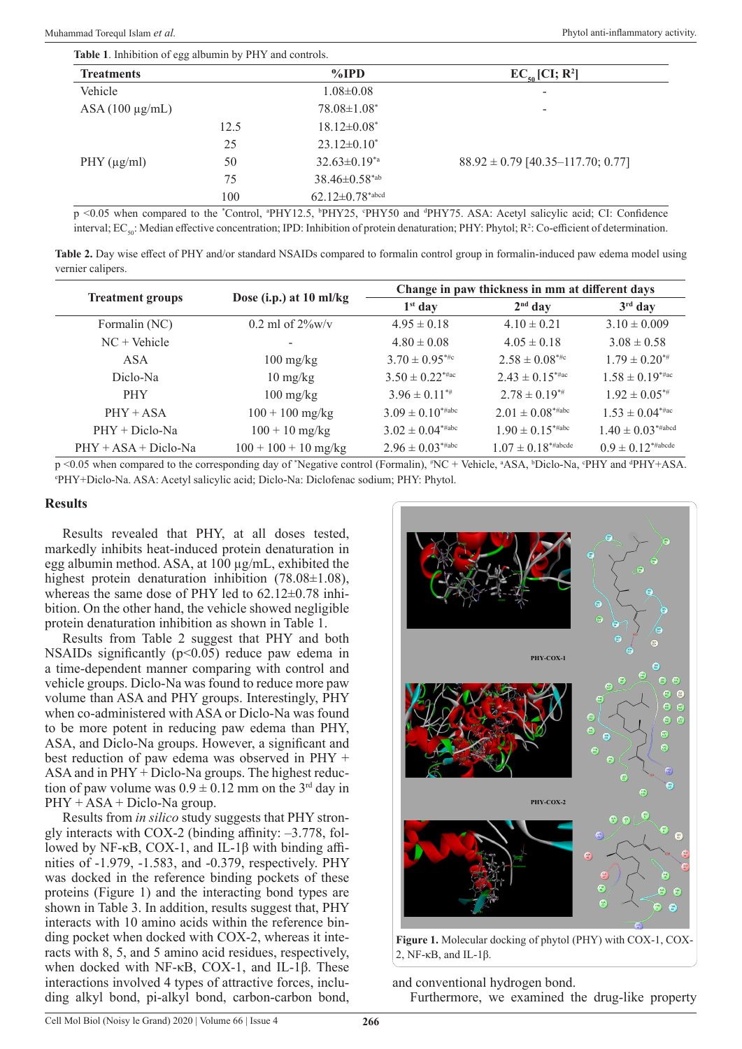**Table 1.** Inhibition of egg albumin by PHY and controls.

| Treatments | | %IPD | $EC_{50}$ [CI; $R^2$] |
|---|---|---|---|
| Vehicle | | 1.08±0.08 | - |
| ASA (100 μg/mL) | | 78.08±1.08* | - |
| PHY (μg/ml) | 12.5 | 18.12±0.08* | 88.92 ± 0.79 [40.35–117.70; 0.77] |
| | 25 | 23.12±0.10* | |
| | 50 | 32.63±0.19*a | |
| | 75 | 38.46±0.58*ab | |
| | 100 | 62.12±0.78*abcd | |

$p < 0.05$ when compared to the *Control, aPHY12.5, bPHY25, cPHY50 and dPHY75. ASA: Acetyl salicylic acid; CI: Confidence interval; $EC_{50}$: Median effective concentration; IPD: Inhibition of protein denaturation; PHY: Phytol; $R^2$: Co-efficient of determination.

**Table 2.** Day wise effect of PHY and/or standard NSAIDs compared to formalin control group in formalin-induced paw edema model using vernier calipers.

| Treatment groups | Dose (i.p.) at 10 ml/kg | Change in paw thickness in mm at different days | | |
|---|---|---|---|---|
| | | 1st day | 2nd day | 3rd day |
| Formalin (NC) | 0.2 ml of 2%w/v | 4.95 ± 0.18 | 4.10 ± 0.21 | 3.10 ± 0.009 |
| NC + Vehicle | - | 4.80 ± 0.08 | 4.05 ± 0.18 | 3.08 ± 0.58 |
| ASA | 100 mg/kg | 3.70 ± 0.95*#c | 2.58 ± 0.08*#c | 1.79 ± 0.20*# |
| Diclo-Na | 10 mg/kg | 3.50 ± 0.22*#ac | 2.43 ± 0.15*#ac | 1.58 ± 0.19*#ac |
| PHY | 100 mg/kg | 3.96 ± 0.11*# | 2.78 ± 0.19*# | 1.92 ± 0.05*# |
| PHY + ASA | 100 + 100 mg/kg | 3.09 ± 0.10*#abc | 2.01 ± 0.08*#abc | 1.53 ± 0.04*#ac |
| PHY + Diclo-Na | 100 + 10 mg/kg | 3.02 ± 0.04*#abc | 1.90 ± 0.15*#abc | 1.40 ± 0.03*#abcd |
| PHY + ASA + Diclo-Na | 100 + 100 + 10 mg/kg | 2.96 ± 0.03*#abc | 1.07 ± 0.18*#abcde | 0.9 ± 0.12*#abcde |

$p < 0.05$ when compared to the corresponding day of *Negative control (Formalin), #NC + Vehicle, aASA, bDiclo-Na, cPHY and dPHY+ASA. ePHY+Diclo-Na. ASA: Acetyl salicylic acid; Diclo-Na: Diclofenac sodium; PHY: Phytol.

## Results

Results revealed that PHY, at all doses tested, markedly inhibits heat-induced protein denaturation in egg albumin method. ASA, at 100 µg/mL, exhibited the highest protein denaturation inhibition (78.08±1.08), whereas the same dose of PHY led to 62.12±0.78 inhibition. On the other hand, the vehicle showed negligible protein denaturation inhibition as shown in Table 1.

Results from Table 2 suggest that PHY and both NSAIDs significantly ($p<0.05$) reduce paw edema in a time-dependent manner comparing with control and vehicle groups. Diclo-Na was found to reduce more paw volume than ASA and PHY groups. Interestingly, PHY when co-administered with ASA or Diclo-Na was found to be more potent in reducing paw edema than PHY, ASA, and Diclo-Na groups. However, a significant and best reduction of paw edema was observed in PHY + ASA and in PHY + Diclo-Na groups. The highest reduction of paw volume was 0.9 ± 0.12 mm on the 3rd day in PHY + ASA + Diclo-Na group.

Results from *in silico* study suggests that PHY strongly interacts with COX-2 (binding affinity: –3.778, followed by NF-κB, COX-1, and IL-1β with binding affinities of -1.979, -1.583, and -0.379, respectively. PHY was docked in the reference binding pockets of these proteins (Figure 1) and the interacting bond types are shown in Table 3. In addition, results suggest that, PHY interacts with 10 amino acids within the reference binding pocket when docked with COX-2, whereas it interacts with 8, 5, and 5 amino acid residues, respectively, when docked with NF-κB, COX-1, and IL-1β. These interactions involved 4 types of attractive forces, including alkyl bond, pi-alkyl bond, carbon-carbon bond, and conventional hydrogen bond.

**Figure 1.** Molecular docking of phytol (PHY) with COX-1, COX-2, NF-κB, and IL-1β.

Furthermore, we examined the drug-like property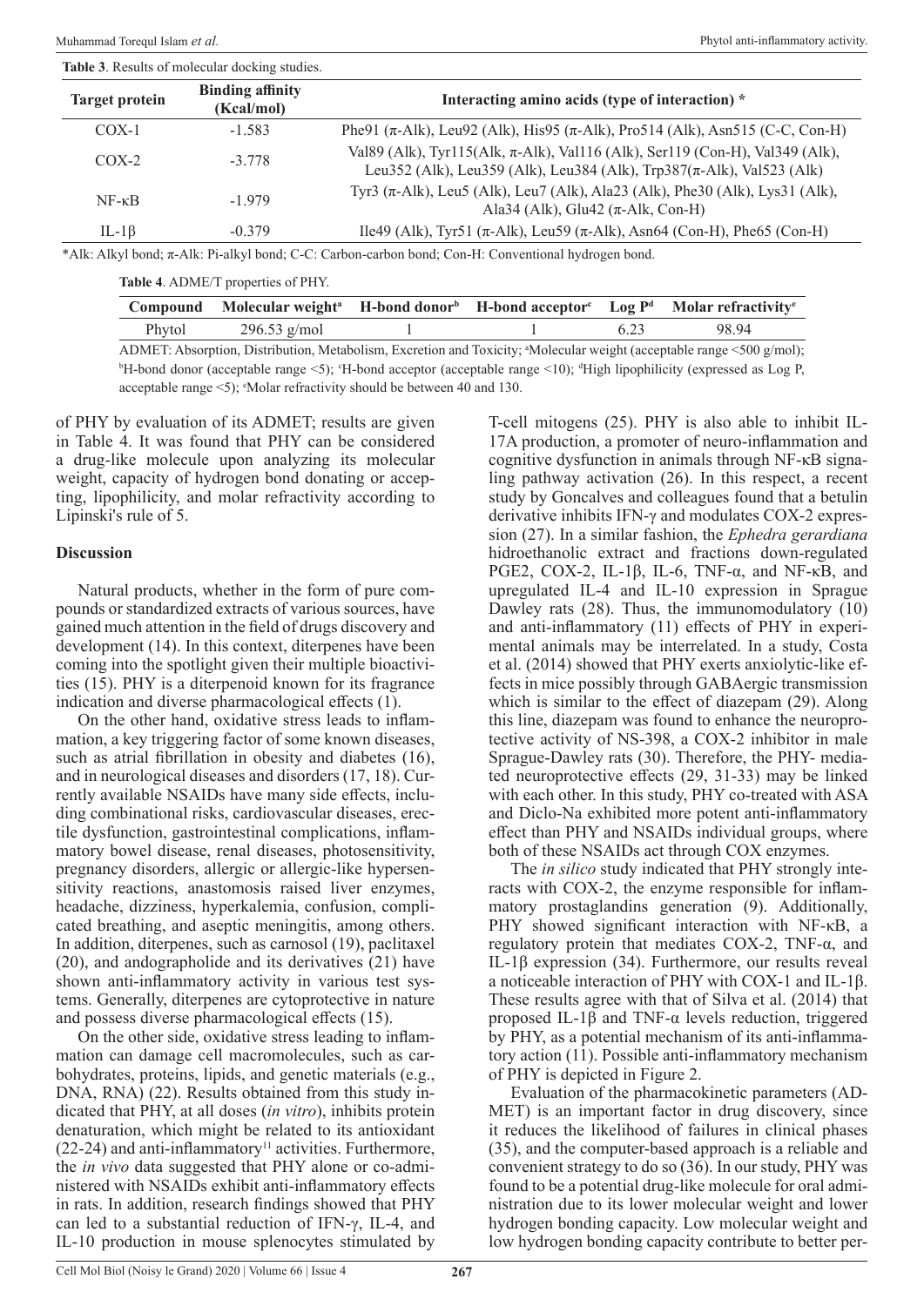**Table 3**. Results of molecular docking studies.

| Target protein | Binding affinity (Kcal/mol) | Interacting amino acids (type of interaction) * |
|---|---|---|
| COX-1 | -1.583 | Phe91 (π-Alk), Leu92 (Alk), His95 (π-Alk), Pro514 (Alk), Asn515 (C-C, Con-H) |
| COX-2 | -3.778 | Val89 (Alk), Tyr115(Alk, π-Alk), Val116 (Alk), Ser119 (Con-H), Val349 (Alk), Leu352 (Alk), Leu359 (Alk), Leu384 (Alk), Trp387(π-Alk), Val523 (Alk) |
| NF-κB | -1.979 | Tyr3 (π-Alk), Leu5 (Alk), Leu7 (Alk), Ala23 (Alk), Phe30 (Alk), Lys31 (Alk), Ala34 (Alk), Glu42 (π-Alk, Con-H) |
| IL-1β | -0.379 | Ile49 (Alk), Tyr51 (π-Alk), Leu59 (π-Alk), Asn64 (Con-H), Phe65 (Con-H) |

*Alk: Alkyl bond; π-Alk: Pi-alkyl bond; C-C: Carbon-carbon bond; Con-H: Conventional hydrogen bond.

**Table 4**. ADME/T properties of PHY.

| Compound | Molecular weight[a] | H-bond donor[b] | H-bond acceptor[c] | Log P[d] | Molar refractivity[e] |
|---|---|---|---|---|---|
| Phytol | 296.53 g/mol | 1 | 1 | 6.23 | 98.94 |

ADMET: Absorption, Distribution, Metabolism, Excretion and Toxicity; [a]Molecular weight (acceptable range <500 g/mol); [b]H-bond donor (acceptable range <5); [c]H-bond acceptor (acceptable range <10); [d]High lipophilicity (expressed as Log P, acceptable range <5); [e]Molar refractivity should be between 40 and 130.

of PHY by evaluation of its ADMET; results are given in Table 4. It was found that PHY can be considered a drug-like molecule upon analyzing its molecular weight, capacity of hydrogen bond donating or accepting, lipophilicity, and molar refractivity according to Lipinski's rule of 5.

## Discussion

Natural products, whether in the form of pure compounds or standardized extracts of various sources, have gained much attention in the field of drugs discovery and development (14). In this context, diterpenes have been coming into the spotlight given their multiple bioactivities (15). PHY is a diterpenoid known for its fragrance indication and diverse pharmacological effects (1).

On the other hand, oxidative stress leads to inflammation, a key triggering factor of some known diseases, such as atrial fibrillation in obesity and diabetes (16), and in neurological diseases and disorders (17, 18). Currently available NSAIDs have many side effects, including combinational risks, cardiovascular diseases, erectile dysfunction, gastrointestinal complications, inflammatory bowel disease, renal diseases, photosensitivity, pregnancy disorders, allergic or allergic-like hypersensitivity reactions, anastomosis raised liver enzymes, headache, dizziness, hyperkalemia, confusion, complicated breathing, and aseptic meningitis, among others. In addition, diterpenes, such as carnosol (19), paclitaxel (20), and andographolide and its derivatives (21) have shown anti-inflammatory activity in various test systems. Generally, diterpenes are cytoprotective in nature and possess diverse pharmacological effects (15).

On the other side, oxidative stress leading to inflammation can damage cell macromolecules, such as carbohydrates, proteins, lipids, and genetic materials (e.g., DNA, RNA) (22). Results obtained from this study indicated that PHY, at all doses (*in vitro*), inhibits protein denaturation, which might be related to its antioxidant (22-24) and anti-inflammatory[11] activities. Furthermore, the *in vivo* data suggested that PHY alone or co-administered with NSAIDs exhibit anti-inflammatory effects in rats. In addition, research findings showed that PHY can led to a substantial reduction of IFN-γ, IL-4, and IL-10 production in mouse splenocytes stimulated by T-cell mitogens (25). PHY is also able to inhibit IL-17A production, a promoter of neuro-inflammation and cognitive dysfunction in animals through NF-κB signaling pathway activation (26). In this respect, a recent study by Goncalves and colleagues found that a betulin derivative inhibits IFN-γ and modulates COX-2 expression (27). In a similar fashion, the *Ephedra gerardiana* hidroethanolic extract and fractions down-regulated PGE2, COX-2, IL-1β, IL-6, TNF-α, and NF-κB, and upregulated IL-4 and IL-10 expression in Sprague Dawley rats (28). Thus, the immunomodulatory (10) and anti-inflammatory (11) effects of PHY in experimental animals may be interrelated. In a study, Costa et al. (2014) showed that PHY exerts anxiolytic-like effects in mice possibly through GABAergic transmission which is similar to the effect of diazepam (29). Along this line, diazepam was found to enhance the neuroprotective activity of NS-398, a COX-2 inhibitor in male Sprague-Dawley rats (30). Therefore, the PHY- mediated neuroprotective effects (29, 31-33) may be linked with each other. In this study, PHY co-treated with ASA and Diclo-Na exhibited more potent anti-inflammatory effect than PHY and NSAIDs individual groups, where both of these NSAIDs act through COX enzymes.

The *in silico* study indicated that PHY strongly interacts with COX-2, the enzyme responsible for inflammatory prostaglandins generation (9). Additionally, PHY showed significant interaction with NF-κB, a regulatory protein that mediates COX-2, TNF-α, and IL-1β expression (34). Furthermore, our results reveal a noticeable interaction of PHY with COX-1 and IL-1β. These results agree with that of Silva et al. (2014) that proposed IL-1β and TNF-α levels reduction, triggered by PHY, as a potential mechanism of its anti-inflammatory action (11). Possible anti-inflammatory mechanism of PHY is depicted in Figure 2.

Evaluation of the pharmacokinetic parameters (ADMET) is an important factor in drug discovery, since it reduces the likelihood of failures in clinical phases (35), and the computer-based approach is a reliable and convenient strategy to do so (36). In our study, PHY was found to be a potential drug-like molecule for oral administration due to its lower molecular weight and lower hydrogen bonding capacity. Low molecular weight and low hydrogen bonding capacity contribute to better per-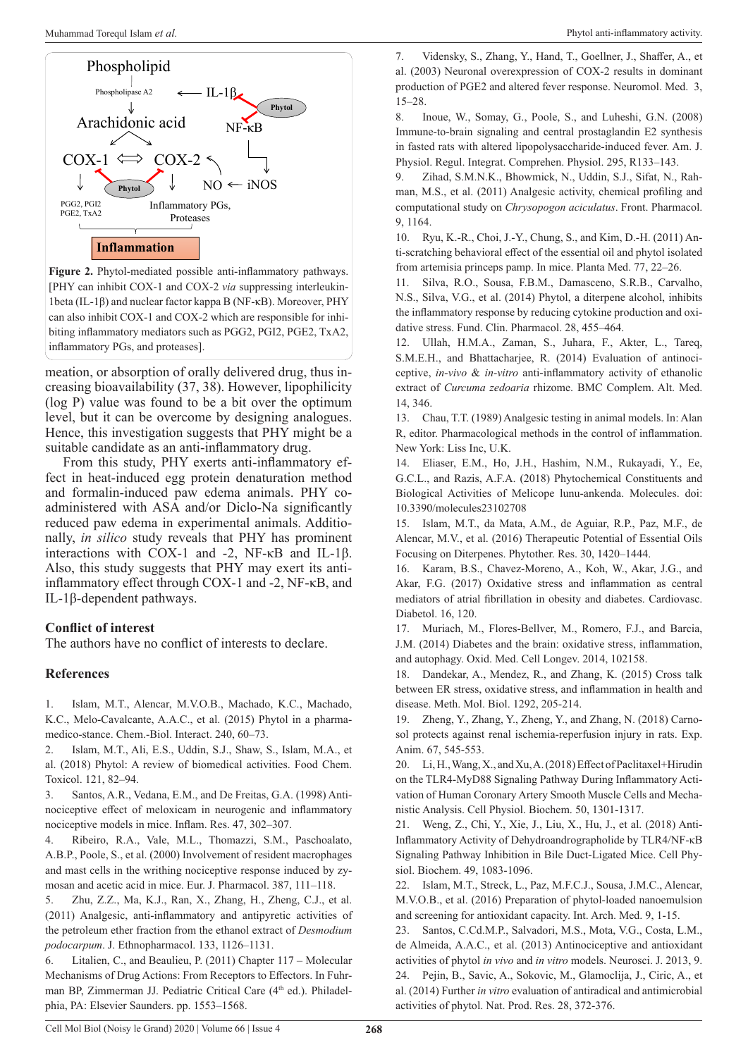Phospholipid

Phospholipase A2 ← IL-1β

Arachidonic acid NF-κB

COX-1 ⟺ COX-2 NO ← iNOS

PGG2, PGI2 PGE2, TxA2 Inflammatory PGs, Proteases

Phytol Phytol

**Inflammation**

**Figure 2.** Phytol-mediated possible anti-inflammatory pathways. [PHY can inhibit COX-1 and COX-2 *via* suppressing interleukin-1beta (IL-1β) and nuclear factor kappa B (NF-κB). Moreover, PHY can also inhibit COX-1 and COX-2 which are responsible for inhibiting inflammatory mediators such as PGG2, PGI2, PGE2, TxA2, inflammatory PGs, and proteases].

meation, or absorption of orally delivered drug, thus increasing bioavailability (37, 38). However, lipophilicity (log P) value was found to be a bit over the optimum level, but it can be overcome by designing analogues. Hence, this investigation suggests that PHY might be a suitable candidate as an anti-inflammatory drug.

From this study, PHY exerts anti-inflammatory effect in heat-induced egg protein denaturation method and formalin-induced paw edema animals. PHY co-administered with ASA and/or Diclo-Na significantly reduced paw edema in experimental animals. Additionally, *in silico* study reveals that PHY has prominent interactions with COX-1 and -2, NF-κB and IL-1β. Also, this study suggests that PHY may exert its anti-inflammatory effect through COX-1 and -2, NF-κB, and IL-1β-dependent pathways.

## Conflict of interest

The authors have no conflict of interests to declare.

## References

1. Islam, M.T., Alencar, M.V.O.B., Machado, K.C., Machado, K.C., Melo-Cavalcante, A.A.C., et al. (2015) Phytol in a pharma-medico-stance. Chem.-Biol. Interact. 240, 60–73.
2. Islam, M.T., Ali, E.S., Uddin, S.J., Shaw, S., Islam, M.A., et al. (2018) Phytol: A review of biomedical activities. Food Chem. Toxicol. 121, 82–94.
3. Santos, A.R., Vedana, E.M., and De Freitas, G.A. (1998) Antinociceptive effect of meloxicam in neurogenic and inflammatory nociceptive models in mice. Inflam. Res. 47, 302–307.
4. Ribeiro, R.A., Vale, M.L., Thomazzi, S.M., Paschoalato, A.B.P., Poole, S., et al. (2000) Involvement of resident macrophages and mast cells in the writhing nociceptive response induced by zymosan and acetic acid in mice. Eur. J. Pharmacol. 387, 111–118.
5. Zhu, Z.Z., Ma, K.J., Ran, X., Zhang, H., Zheng, C.J., et al. (2011) Analgesic, anti-inflammatory and antipyretic activities of the petroleum ether fraction from the ethanol extract of *Desmodium podocarpum*. J. Ethnopharmacol. 133, 1126–1131.
6. Litalien, C., and Beaulieu, P. (2011) Chapter 117 – Molecular Mechanisms of Drug Actions: From Receptors to Effectors. In Fuhrman BP, Zimmerman JJ. Pediatric Critical Care (4th ed.). Philadelphia, PA: Elsevier Saunders. pp. 1553–1568.
7. Vidensky, S., Zhang, Y., Hand, T., Goellner, J., Shaffer, A., et al. (2003) Neuronal overexpression of COX-2 results in dominant production of PGE2 and altered fever response. Neuromol. Med. 3, 15–28.
8. Inoue, W., Somay, G., Poole, S., and Luheshi, G.N. (2008) Immune-to-brain signaling and central prostaglandin E2 synthesis in fasted rats with altered lipopolysaccharide-induced fever. Am. J. Physiol. Regul. Integrat. Comprehen. Physiol. 295, R133–143.
9. Zihad, S.M.N.K., Bhowmick, N., Uddin, S.J., Sifat, N., Rahman, M.S., et al. (2011) Analgesic activity, chemical profiling and computational study on *Chrysopogon aciculatus*. Front. Pharmacol. 9, 1164.
10. Ryu, K.-R., Choi, J.-Y., Chung, S., and Kim, D.-H. (2011) Anti-scratching behavioral effect of the essential oil and phytol isolated from artemisia princeps pamp. In mice. Planta Med. 77, 22–26.
11. Silva, R.O., Sousa, F.B.M., Damasceno, S.R.B., Carvalho, N.S., Silva, V.G., et al. (2014) Phytol, a diterpene alcohol, inhibits the inflammatory response by reducing cytokine production and oxidative stress. Fund. Clin. Pharmacol. 28, 455–464.
12. Ullah, H.M.A., Zaman, S., Juhara, F., Akter, L., Tareq, S.M.E.H., and Bhattacharjee, R. (2014) Evaluation of antinociceptive, *in-vivo* & *in-vitro* anti-inflammatory activity of ethanolic extract of *Curcuma zedoaria* rhizome. BMC Complem. Alt. Med. 14, 346.
13. Chau, T.T. (1989) Analgesic testing in animal models. In: Alan R, editor. Pharmacological methods in the control of inflammation. New York: Liss Inc, U.K.
14. Eliaser, E.M., Ho, J.H., Hashim, N.M., Rukayadi, Y., Ee, G.C.L., and Razis, A.F.A. (2018) Phytochemical Constituents and Biological Activities of Melicope lunu-ankenda. Molecules. doi: 10.3390/molecules23102708
15. Islam, M.T., da Mata, A.M., de Aguiar, R.P., Paz, M.F., de Alencar, M.V., et al. (2016) Therapeutic Potential of Essential Oils Focusing on Diterpenes. Phytother. Res. 30, 1420–1444.
16. Karam, B.S., Chavez-Moreno, A., Koh, W., Akar, J.G., and Akar, F.G. (2017) Oxidative stress and inflammation as central mediators of atrial fibrillation in obesity and diabetes. Cardiovasc. Diabetol. 16, 120.
17. Muriach, M., Flores-Bellver, M., Romero, F.J., and Barcia, J.M. (2014) Diabetes and the brain: oxidative stress, inflammation, and autophagy. Oxid. Med. Cell Longev. 2014, 102158.
18. Dandekar, A., Mendez, R., and Zhang, K. (2015) Cross talk between ER stress, oxidative stress, and inflammation in health and disease. Meth. Mol. Biol. 1292, 205-214.
19. Zheng, Y., Zhang, Y., Zheng, Y., and Zhang, N. (2018) Carnosol protects against renal ischemia-reperfusion injury in rats. Exp. Anim. 67, 545-553.
20. Li, H., Wang, X., and Xu, A. (2018) Effect of Paclitaxel+Hirudin on the TLR4-MyD88 Signaling Pathway During Inflammatory Activation of Human Coronary Artery Smooth Muscle Cells and Mechanistic Analysis. Cell Physiol. Biochem. 50, 1301-1317.
21. Weng, Z., Chi, Y., Xie, J., Liu, X., Hu, J., et al. (2018) Anti-Inflammatory Activity of Dehydroandrographolide by TLR4/NF-κB Signaling Pathway Inhibition in Bile Duct-Ligated Mice. Cell Physiol. Biochem. 49, 1083-1096.
22. Islam, M.T., Streck, L., Paz, M.F.C.J., Sousa, J.M.C., Alencar, M.V.O.B., et al. (2016) Preparation of phytol-loaded nanoemulsion and screening for antioxidant capacity. Int. Arch. Med. 9, 1-15.
23. Santos, C.Cd.M.P., Salvadori, M.S., Mota, V.G., Costa, L.M., de Almeida, A.A.C., et al. (2013) Antinociceptive and antioxidant activities of phytol *in vivo* and *in vitro* models. Neurosci. J. 2013, 9.
24. Pejin, B., Savic, A., Sokovic, M., Glamoclija, J., Ciric, A., et al. (2014) Further *in vitro* evaluation of antiradical and antimicrobial activities of phytol. Nat. Prod. Res. 28, 372-376.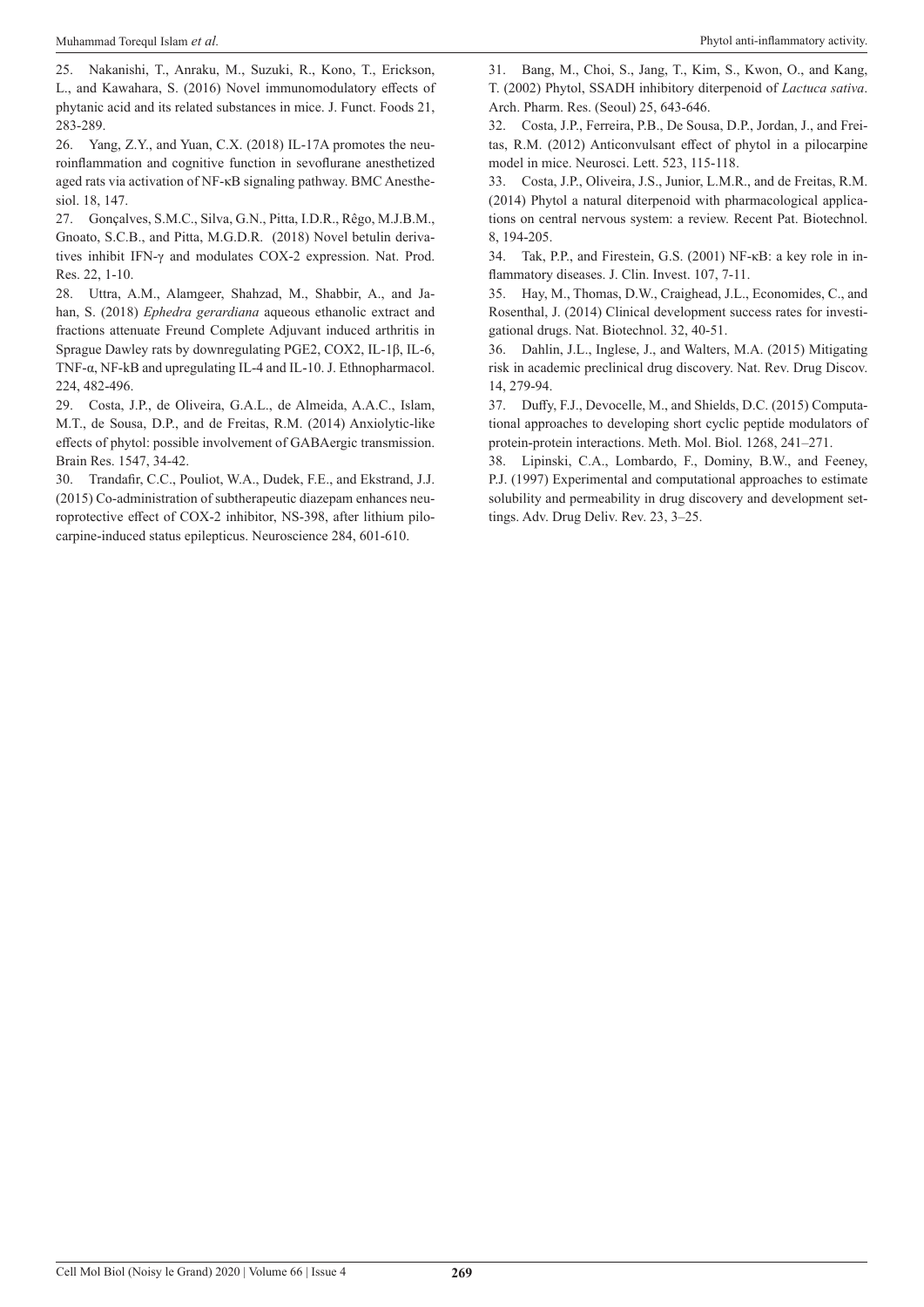25. Nakanishi, T., Anraku, M., Suzuki, R., Kono, T., Erickson, L., and Kawahara, S. (2016) Novel immunomodulatory effects of phytanic acid and its related substances in mice. J. Funct. Foods 21, 283-289.

26. Yang, Z.Y., and Yuan, C.X. (2018) IL-17A promotes the neuroinflammation and cognitive function in sevoflurane anesthetized aged rats via activation of NF-κB signaling pathway. BMC Anesthesiol. 18, 147.

27. Gonçalves, S.M.C., Silva, G.N., Pitta, I.D.R., Rêgo, M.J.B.M., Gnoato, S.C.B., and Pitta, M.G.D.R. (2018) Novel betulin derivatives inhibit IFN-γ and modulates COX-2 expression. Nat. Prod. Res. 22, 1-10.

28. Uttra, A.M., Alamgeer, Shahzad, M., Shabbir, A., and Jahan, S. (2018) *Ephedra gerardiana* aqueous ethanolic extract and fractions attenuate Freund Complete Adjuvant induced arthritis in Sprague Dawley rats by downregulating PGE2, COX2, IL-1β, IL-6, TNF-α, NF-kB and upregulating IL-4 and IL-10. J. Ethnopharmacol. 224, 482-496.

29. Costa, J.P., de Oliveira, G.A.L., de Almeida, A.A.C., Islam, M.T., de Sousa, D.P., and de Freitas, R.M. (2014) Anxiolytic-like effects of phytol: possible involvement of GABAergic transmission. Brain Res. 1547, 34-42.

30. Trandafir, C.C., Pouliot, W.A., Dudek, F.E., and Ekstrand, J.J. (2015) Co-administration of subtherapeutic diazepam enhances neuroprotective effect of COX-2 inhibitor, NS-398, after lithium pilocarpine-induced status epilepticus. Neuroscience 284, 601-610.

31. Bang, M., Choi, S., Jang, T., Kim, S., Kwon, O., and Kang, T. (2002) Phytol, SSADH inhibitory diterpenoid of *Lactuca sativa*. Arch. Pharm. Res. (Seoul) 25, 643-646.

32. Costa, J.P., Ferreira, P.B., De Sousa, D.P., Jordan, J., and Freitas, R.M. (2012) Anticonvulsant effect of phytol in a pilocarpine model in mice. Neurosci. Lett. 523, 115-118.

33. Costa, J.P., Oliveira, J.S., Junior, L.M.R., and de Freitas, R.M. (2014) Phytol a natural diterpenoid with pharmacological applications on central nervous system: a review. Recent Pat. Biotechnol. 8, 194-205.

34. Tak, P.P., and Firestein, G.S. (2001) NF-κB: a key role in inflammatory diseases. J. Clin. Invest. 107, 7-11.

35. Hay, M., Thomas, D.W., Craighead, J.L., Economides, C., and Rosenthal, J. (2014) Clinical development success rates for investigational drugs. Nat. Biotechnol. 32, 40-51.

36. Dahlin, J.L., Inglese, J., and Walters, M.A. (2015) Mitigating risk in academic preclinical drug discovery. Nat. Rev. Drug Discov. 14, 279-94.

37. Duffy, F.J., Devocelle, M., and Shields, D.C. (2015) Computational approaches to developing short cyclic peptide modulators of protein-protein interactions. Meth. Mol. Biol. 1268, 241–271.

38. Lipinski, C.A., Lombardo, F., Dominy, B.W., and Feeney, P.J. (1997) Experimental and computational approaches to estimate solubility and permeability in drug discovery and development settings. Adv. Drug Deliv. Rev. 23, 3–25.